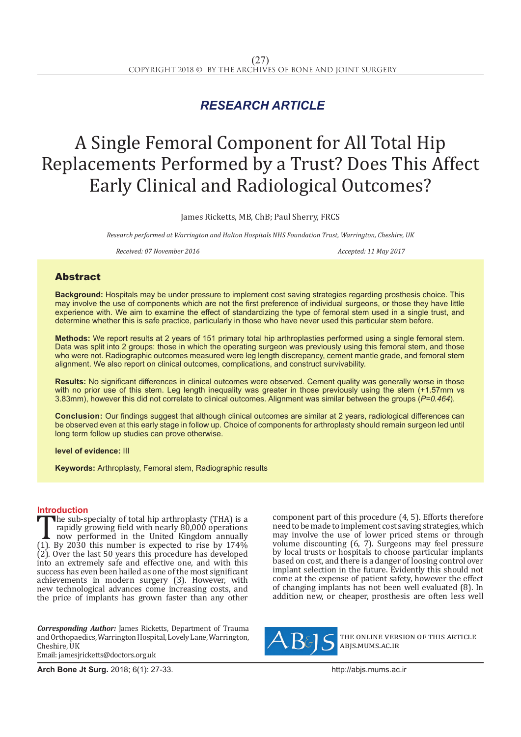*RESEARCH ARTICLE*

# A Single Femoral Component for All Total Hip Replacements Performed by a Trust? Does This Affect Early Clinical and Radiological Outcomes?

James Ricketts, MB, ChB; Paul Sherry, FRCS

*Research performed at Warrington and Halton Hospitals NHS Foundation Trust, Warrington, Cheshire, UK*

*Received: 07 November 2016* *Accepted: 11 May 2017*

## Abstract

**Background:** Hospitals may be under pressure to implement cost saving strategies regarding prosthesis choice. This may involve the use of components which are not the first preference of individual surgeons, or those they have little experience with. We aim to examine the effect of standardizing the type of femoral stem used in a single trust, and determine whether this is safe practice, particularly in those who have never used this particular stem before.

**Methods:** We report results at 2 years of 151 primary total hip arthroplasties performed using a single femoral stem. Data was split into 2 groups: those in which the operating surgeon was previously using this femoral stem, and those who were not. Radiographic outcomes measured were leg length discrepancy, cement mantle grade, and femoral stem alignment. We also report on clinical outcomes, complications, and construct survivability.

**Results:** No significant differences in clinical outcomes were observed. Cement quality was generally worse in those with no prior use of this stem. Leg length inequality was greater in those previously using the stem (+1.57mm vs 3.83mm), however this did not correlate to clinical outcomes. Alignment was similar between the groups (*P=0.464*).

**Conclusion:** Our findings suggest that although clinical outcomes are similar at 2 years, radiological differences can be observed even at this early stage in follow up. Choice of components for arthroplasty should remain surgeon led until long term follow up studies can prove otherwise.

**level of evidence:** III

**Keywords:** Arthroplasty, Femoral stem, Radiographic results

## Introduction

The sub-specialty of total hip arthroplasty (THA) is a rapidly growing field with nearly 80,000 operations now performed in the United Kingdom annually (1). By 2030 this number is expected to rise by 174% (2). Over the last 50 years this procedure has developed into an extremely safe and effective one, and with this success has even been hailed as one of the most significant achievements in modern surgery (3). However, with new technological advances come increasing costs, and the price of implants has grown faster than any other component part of this procedure (4, 5). Efforts therefore need to be made to implement cost saving strategies, which may involve the use of lower priced stems or through volume discounting (6, 7). Surgeons may feel pressure by local trusts or hospitals to choose particular implants based on cost, and there is a danger of loosing control over implant selection in the future. Evidently this should not come at the expense of patient safety, however the effect of changing implants has not been well evaluated (8). In addition new, or cheaper, prosthesis are often less well

***Corresponding Author:*** James Ricketts, Department of Trauma and Orthopaedics, Warrington Hospital, Lovely Lane, Warrington, Cheshire, UK
Email: jamesjricketts@doctors.org.uk

THE ONLINE VERSION OF THIS ARTICLE ABJS.MUMS.AC.IR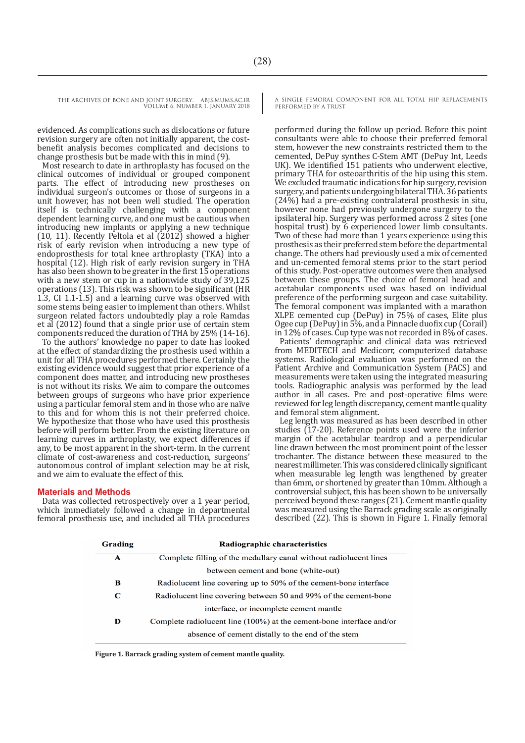evidenced. As complications such as dislocations or future revision surgery are often not initially apparent, the cost-benefit analysis becomes complicated and decisions to change prosthesis but be made with this in mind (9).

Most research to date in arthroplasty has focused on the clinical outcomes of individual or grouped component parts. The effect of introducing new prostheses on individual surgeon's outcomes or those of surgeons in a unit however, has not been well studied. The operation itself is technically challenging with a component dependent learning curve, and one must be cautious when introducing new implants or applying a new technique (10, 11). Recently Peltola et al (2012) showed a higher risk of early revision when introducing a new type of endoprosthesis for total knee arthroplasty (TKA) into a hospital (12). High risk of early revision surgery in THA has also been shown to be greater in the first 15 operations with a new stem or cup in a nationwide study of 39,125 operations (13). This risk was shown to be significant (HR 1.3, CI 1.1-1.5) and a learning curve was observed with some stems being easier to implement than others. Whilst surgeon related factors undoubtedly play a role Ramdas et al (2012) found that a single prior use of certain stem components reduced the duration of THA by 25% (14-16).

To the authors' knowledge no paper to date has looked at the effect of standardizing the prosthesis used within a unit for all THA procedures performed there. Certainly the existing evidence would suggest that prior experience of a component does matter, and introducing new prostheses is not without its risks. We aim to compare the outcomes between groups of surgeons who have prior experience using a particular femoral stem and in those who are naïve to this and for whom this is not their preferred choice. We hypothesize that those who have used this prosthesis before will perform better. From the existing literature on learning curves in arthroplasty, we expect differences if any, to be most apparent in the short-term. In the current climate of cost-awareness and cost-reduction, surgeons' autonomous control of implant selection may be at risk, and we aim to evaluate the effect of this.

## Materials and Methods

Data was collected retrospectively over a 1 year period, which immediately followed a change in departmental femoral prosthesis use, and included all THA procedures performed during the follow up period. Before this point consultants were able to choose their preferred femoral stem, however the new constraints restricted them to the cemented, DePuy synthes C-Stem AMT (DePuy Int, Leeds UK). We identified 151 patients who underwent elective, primary THA for osteoarthritis of the hip using this stem. We excluded traumatic indications for hip surgery, revision surgery, and patients undergoing bilateral THA. 36 patients (24%) had a pre-existing contralateral prosthesis in situ, however none had previously undergone surgery to the ipsilateral hip. Surgery was performed across 2 sites (one hospital trust) by 6 experienced lower limb consultants. Two of these had more than 1 years experience using this prosthesis as their preferred stem before the departmental change. The others had previously used a mix of cemented and un-cemented femoral stems prior to the start period of this study. Post-operative outcomes were then analysed between these groups. The choice of femoral head and acetabular components used was based on individual preference of the performing surgeon and case suitability. The femoral component was implanted with a marathon XLPE cemented cup (DePuy) in 75% of cases, Elite plus Ogee cup (DePuy) in 5%, and a Pinnacle duofix cup (Corail) in 12% of cases. Cup type was not recorded in 8% of cases.

Patients' demographic and clinical data was retrieved from MEDITECH and Medicorr, computerized database systems. Radiological evaluation was performed on the Patient Archive and Communication System (PACS) and measurements were taken using the integrated measuring tools. Radiographic analysis was performed by the lead author in all cases. Pre and post-operative films were reviewed for leg length discrepancy, cement mantle quality and femoral stem alignment.

Leg length was measured as has been described in other studies (17-20). Reference points used were the inferior margin of the acetabular teardrop and a perpendicular line drawn between the most prominent point of the lesser trochanter. The distance between these measured to the nearest millimeter. This was considered clinically significant when measurable leg length was lengthened by greater than 6mm, or shortened by greater than 10mm. Although a controversial subject, this has been shown to be universally perceived beyond these ranges (21). Cement mantle quality was measured using the Barrack grading scale as originally described (22). This is shown in Figure 1. Finally femoral

| Grading | Radiographic characteristics |
|---|---|
| **A** | Complete filling of the medullary canal without radiolucent lines between cement and bone (white-out) |
| **B** | Radiolucent line covering up to 50% of the cement-bone interface |
| **C** | Radiolucent line covering between 50 and 99% of the cement-bone interface, or incomplete cement mantle |
| **D** | Complete radiolucent line (100%) at the cement-bone interface and/or absence of cement distally to the end of the stem |

**Figure 1. Barrack grading system of cement mantle quality.**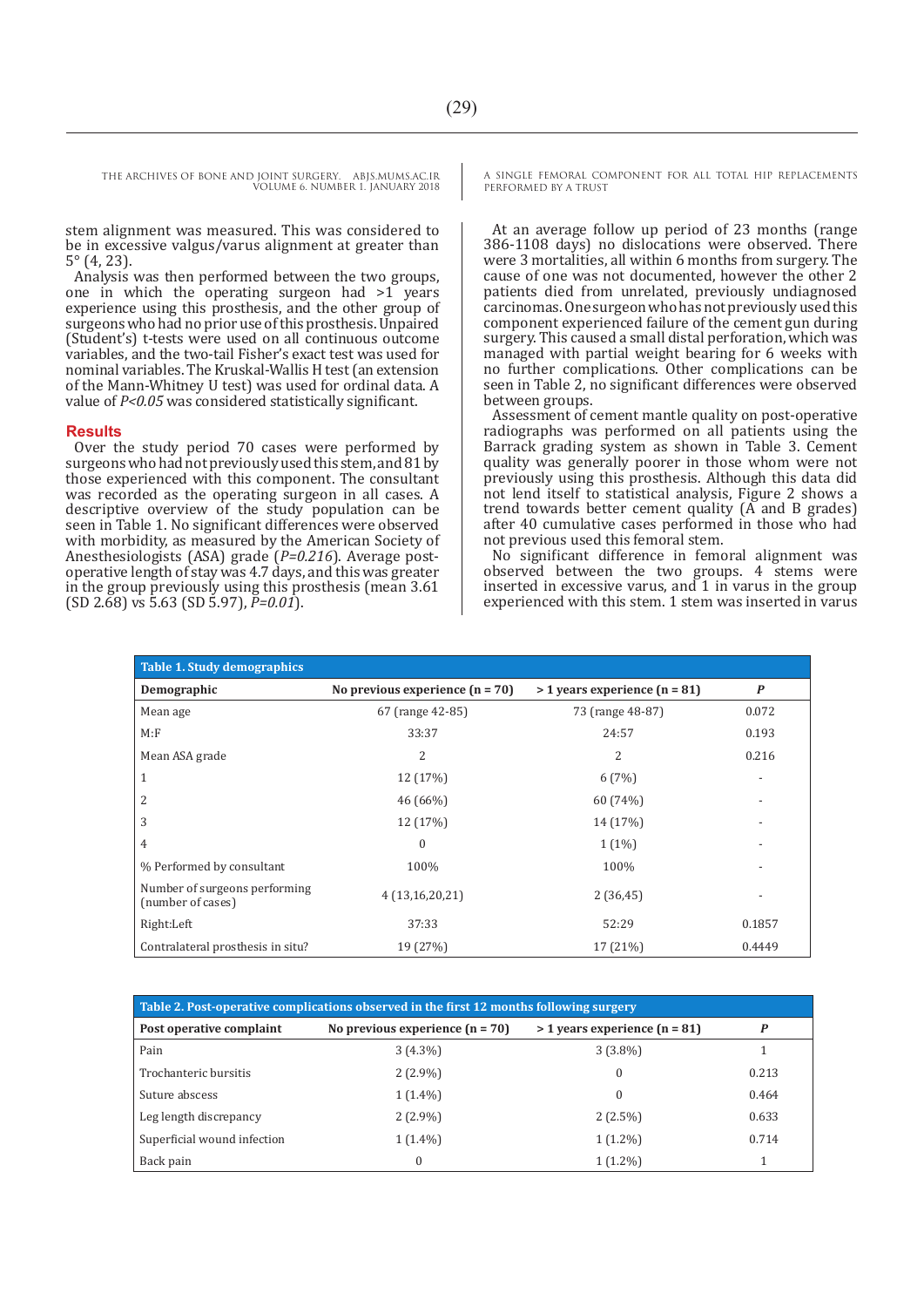stem alignment was measured. This was considered to be in excessive valgus/varus alignment at greater than 5° (4, 23).

Analysis was then performed between the two groups, one in which the operating surgeon had >1 years experience using this prosthesis, and the other group of surgeons who had no prior use of this prosthesis. Unpaired (Student's) t-tests were used on all continuous outcome variables, and the two-tail Fisher's exact test was used for nominal variables. The Kruskal-Wallis H test (an extension of the Mann-Whitney U test) was used for ordinal data. A value of *P<0.05* was considered statistically significant.

## Results

Over the study period 70 cases were performed by surgeons who had not previously used this stem, and 81 by those experienced with this component. The consultant was recorded as the operating surgeon in all cases. A descriptive overview of the study population can be seen in Table 1. No significant differences were observed with morbidity, as measured by the American Society of Anesthesiologists (ASA) grade (*P=0.216*). Average post-operative length of stay was 4.7 days, and this was greater in the group previously using this prosthesis (mean 3.61 (SD 2.68) vs 5.63 (SD 5.97), *P=0.01*).

At an average follow up period of 23 months (range 386-1108 days) no dislocations were observed. There were 3 mortalities, all within 6 months from surgery. The cause of one was not documented, however the other 2 patients died from unrelated, previously undiagnosed carcinomas. One surgeon who has not previously used this component experienced failure of the cement gun during surgery. This caused a small distal perforation, which was managed with partial weight bearing for 6 weeks with no further complications. Other complications can be seen in Table 2, no significant differences were observed between groups.

Assessment of cement mantle quality on post-operative radiographs was performed on all patients using the Barrack grading system as shown in Table 3. Cement quality was generally poorer in those whom were not previously using this prosthesis. Although this data did not lend itself to statistical analysis, Figure 2 shows a trend towards better cement quality (A and B grades) after 40 cumulative cases performed in those who had not previous used this femoral stem.

No significant difference in femoral alignment was observed between the two groups. 4 stems were inserted in excessive varus, and 1 in varus in the group experienced with this stem. 1 stem was inserted in varus

**Table 1. Study demographics**

| Demographic | No previous experience (n = 70) | > 1 years experience (n = 81) | P |
|---|---|---|---|
| Mean age | 67 (range 42-85) | 73 (range 48-87) | 0.072 |
| M:F | 33:37 | 24:57 | 0.193 |
| Mean ASA grade | 2 | 2 | 0.216 |
| 1 | 12 (17%) | 6 (7%) | - |
| 2 | 46 (66%) | 60 (74%) | - |
| 3 | 12 (17%) | 14 (17%) | - |
| 4 | 0 | 1 (1%) | - |
| % Performed by consultant | 100% | 100% | - |
| Number of surgeons performing (number of cases) | 4 (13,16,20,21) | 2 (36,45) | - |
| Right:Left | 37:33 | 52:29 | 0.1857 |
| Contralateral prosthesis in situ? | 19 (27%) | 17 (21%) | 0.4449 |

**Table 2. Post-operative complications observed in the first 12 months following surgery**

| Post operative complaint | No previous experience (n = 70) | > 1 years experience (n = 81) | P |
|---|---|---|---|
| Pain | 3 (4.3%) | 3 (3.8%) | 1 |
| Trochanteric bursitis | 2 (2.9%) | 0 | 0.213 |
| Suture abscess | 1 (1.4%) | 0 | 0.464 |
| Leg length discrepancy | 2 (2.9%) | 2 (2.5%) | 0.633 |
| Superficial wound infection | 1 (1.4%) | 1 (1.2%) | 0.714 |
| Back pain | 0 | 1 (1.2%) | 1 |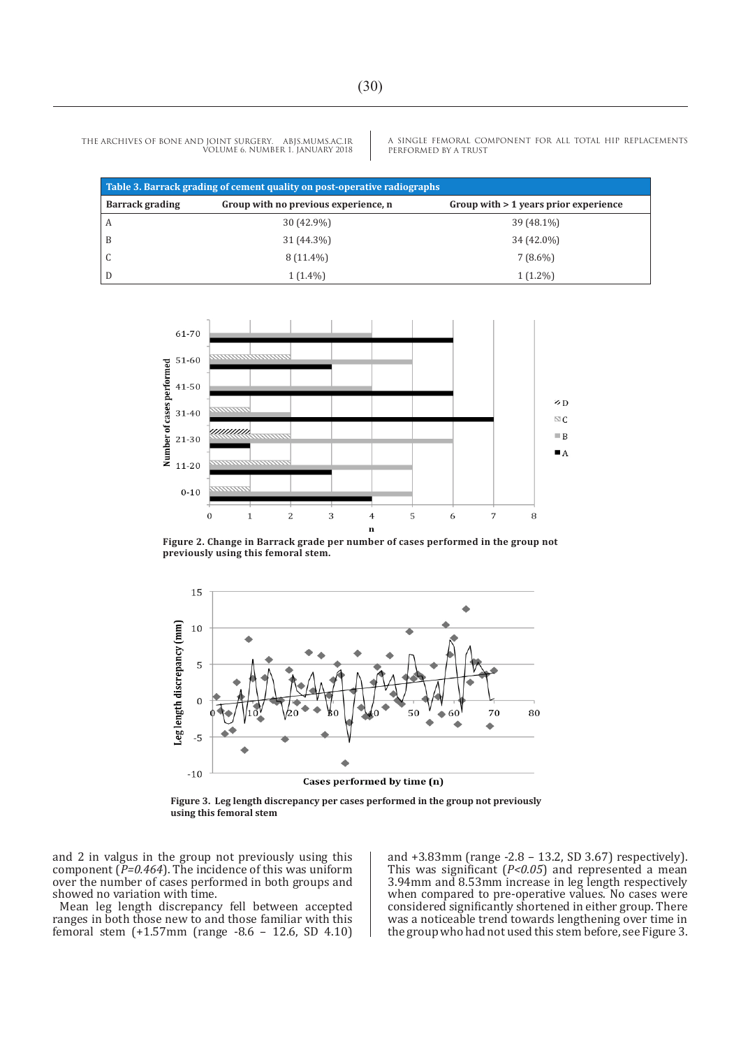Table 3. Barrack grading of cement quality on post-operative radiographs

| Barrack grading | Group with no previous experience, n | Group with > 1 years prior experience |
| --- | --- | --- |
| A | 30 (42.9%) | 39 (48.1%) |
| B | 31 (44.3%) | 34 (42.0%) |
| C | 8 (11.4%) | 7 (8.6%) |
| D | 1 (1.4%) | 1 (1.2%) |

**Figure 2. Change in Barrack grade per number of cases performed in the group not previously using this femoral stem.**

**Figure 3. Leg length discrepancy per cases performed in the group not previously using this femoral stem**

and 2 in valgus in the group not previously using this component (*P=0.464*). The incidence of this was uniform over the number of cases performed in both groups and showed no variation with time.

Mean leg length discrepancy fell between accepted ranges in both those new to and those familiar with this femoral stem (+1.57mm (range -8.6 – 12.6, SD 4.10) and +3.83mm (range -2.8 – 13.2, SD 3.67) respectively). This was significant (*P<0.05*) and represented a mean 3.94mm and 8.53mm increase in leg length respectively when compared to pre-operative values. No cases were considered significantly shortened in either group. There was a noticeable trend towards lengthening over time in the group who had not used this stem before, see Figure 3.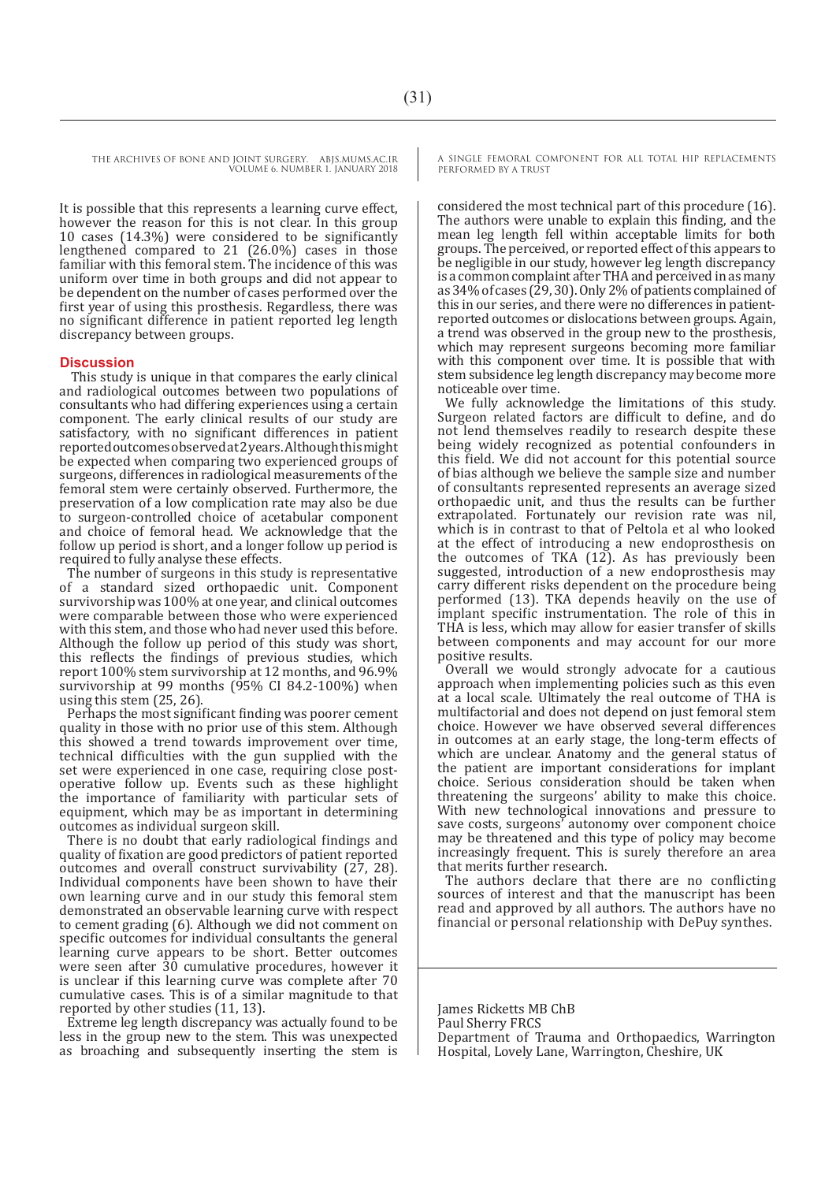It is possible that this represents a learning curve effect, however the reason for this is not clear. In this group 10 cases (14.3%) were considered to be significantly lengthened compared to 21 (26.0%) cases in those familiar with this femoral stem. The incidence of this was uniform over time in both groups and did not appear to be dependent on the number of cases performed over the first year of using this prosthesis. Regardless, there was no significant difference in patient reported leg length discrepancy between groups.

## Discussion

This study is unique in that compares the early clinical and radiological outcomes between two populations of consultants who had differing experiences using a certain component. The early clinical results of our study are satisfactory, with no significant differences in patient reported outcomes observed at 2 years. Although this might be expected when comparing two experienced groups of surgeons, differences in radiological measurements of the femoral stem were certainly observed. Furthermore, the preservation of a low complication rate may also be due to surgeon-controlled choice of acetabular component and choice of femoral head. We acknowledge that the follow up period is short, and a longer follow up period is required to fully analyse these effects.

The number of surgeons in this study is representative of a standard sized orthopaedic unit. Component survivorship was 100% at one year, and clinical outcomes were comparable between those who were experienced with this stem, and those who had never used this before. Although the follow up period of this study was short, this reflects the findings of previous studies, which report 100% stem survivorship at 12 months, and 96.9% survivorship at 99 months (95% CI 84.2-100%) when using this stem (25, 26).

Perhaps the most significant finding was poorer cement quality in those with no prior use of this stem. Although this showed a trend towards improvement over time, technical difficulties with the gun supplied with the set were experienced in one case, requiring close post-operative follow up. Events such as these highlight the importance of familiarity with particular sets of equipment, which may be as important in determining outcomes as individual surgeon skill.

There is no doubt that early radiological findings and quality of fixation are good predictors of patient reported outcomes and overall construct survivability (27, 28). Individual components have been shown to have their own learning curve and in our study this femoral stem demonstrated an observable learning curve with respect to cement grading (6). Although we did not comment on specific outcomes for individual consultants the general learning curve appears to be short. Better outcomes were seen after 30 cumulative procedures, however it is unclear if this learning curve was complete after 70 cumulative cases. This is of a similar magnitude to that reported by other studies (11, 13).

Extreme leg length discrepancy was actually found to be less in the group new to the stem. This was unexpected as broaching and subsequently inserting the stem is considered the most technical part of this procedure (16). The authors were unable to explain this finding, and the mean leg length fell within acceptable limits for both groups. The perceived, or reported effect of this appears to be negligible in our study, however leg length discrepancy is a common complaint after THA and perceived in as many as 34% of cases (29, 30). Only 2% of patients complained of this in our series, and there were no differences in patient-reported outcomes or dislocations between groups. Again, a trend was observed in the group new to the prosthesis, which may represent surgeons becoming more familiar with this component over time. It is possible that with stem subsidence leg length discrepancy may become more noticeable over time.

We fully acknowledge the limitations of this study. Surgeon related factors are difficult to define, and do not lend themselves readily to research despite these being widely recognized as potential confounders in this field. We did not account for this potential source of bias although we believe the sample size and number of consultants represented represents an average sized orthopaedic unit, and thus the results can be further extrapolated. Fortunately our revision rate was nil, which is in contrast to that of Peltola et al who looked at the effect of introducing a new endoprosthesis on the outcomes of TKA (12). As has previously been suggested, introduction of a new endoprosthesis may carry different risks dependent on the procedure being performed (13). TKA depends heavily on the use of implant specific instrumentation. The role of this in THA is less, which may allow for easier transfer of skills between components and may account for our more positive results.

Overall we would strongly advocate for a cautious approach when implementing policies such as this even at a local scale. Ultimately the real outcome of THA is multifactorial and does not depend on just femoral stem choice. However we have observed several differences in outcomes at an early stage, the long-term effects of which are unclear. Anatomy and the general status of the patient are important considerations for implant choice. Serious consideration should be taken when threatening the surgeons' ability to make this choice. With new technological innovations and pressure to save costs, surgeons' autonomy over component choice may be threatened and this type of policy may become increasingly frequent. This is surely therefore an area that merits further research.

The authors declare that there are no conflicting sources of interest and that the manuscript has been read and approved by all authors. The authors have no financial or personal relationship with DePuy synthes.

James Ricketts MB ChB
Paul Sherry FRCS
Department of Trauma and Orthopaedics, Warrington Hospital, Lovely Lane, Warrington, Cheshire, UK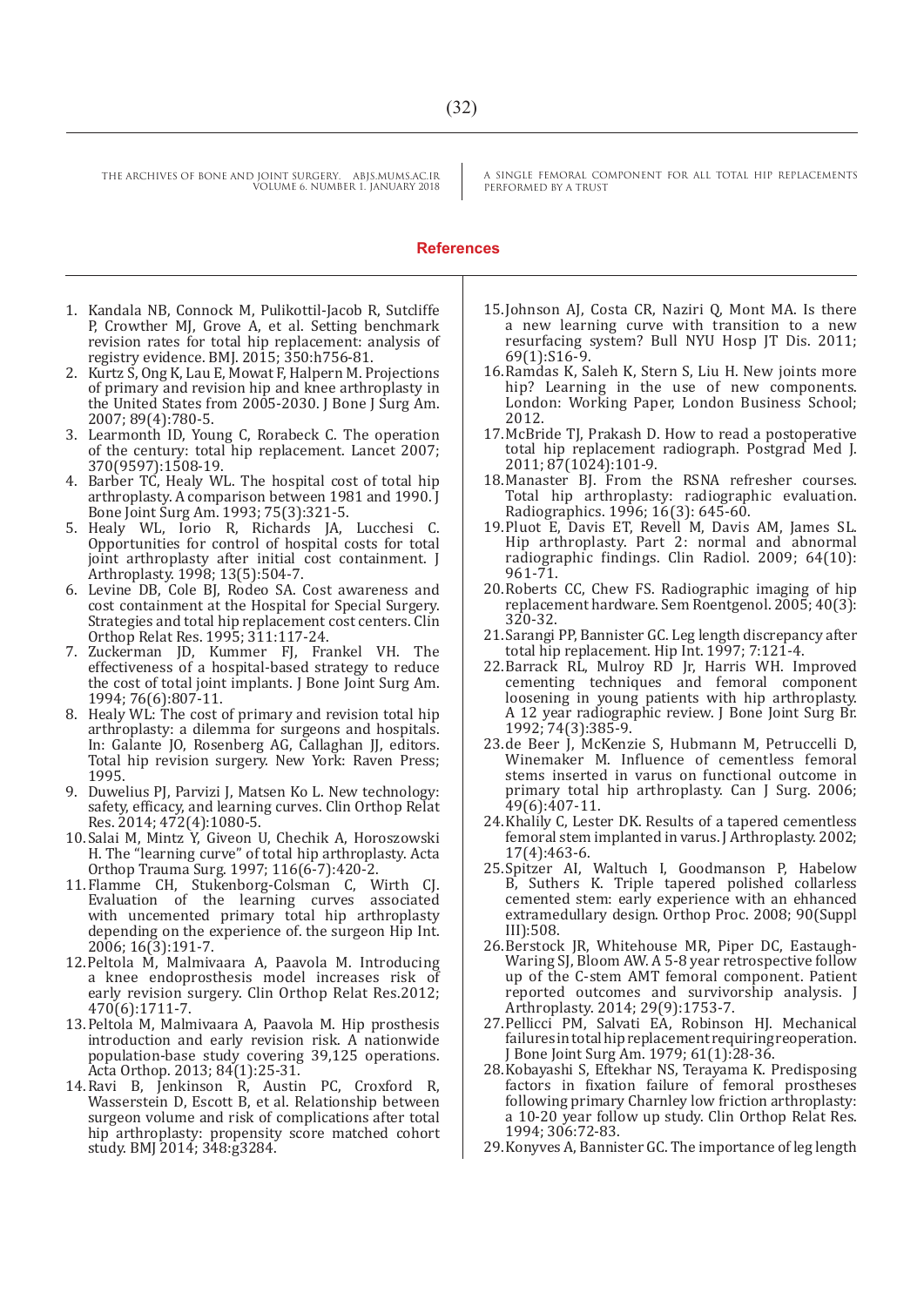## References

1. Kandala NB, Connock M, Pulikottil-Jacob R, Sutcliffe P, Crowther MJ, Grove A, et al. Setting benchmark revision rates for total hip replacement: analysis of registry evidence. BMJ. 2015; 350:h756-81.
2. Kurtz S, Ong K, Lau E, Mowat F, Halpern M. Projections of primary and revision hip and knee arthroplasty in the United States from 2005-2030. J Bone J Surg Am. 2007; 89(4):780-5.
3. Learmonth ID, Young C, Rorabeck C. The operation of the century: total hip replacement. Lancet 2007; 370(9597):1508-19.
4. Barber TC, Healy WL. The hospital cost of total hip arthroplasty. A comparison between 1981 and 1990. J Bone Joint Surg Am. 1993; 75(3):321-5.
5. Healy WL, Iorio R, Richards JA, Lucchesi C. Opportunities for control of hospital costs for total joint arthroplasty after initial cost containment. J Arthroplasty. 1998; 13(5):504-7.
6. Levine DB, Cole BJ, Rodeo SA. Cost awareness and cost containment at the Hospital for Special Surgery. Strategies and total hip replacement cost centers. Clin Orthop Relat Res. 1995; 311:117-24.
7. Zuckerman JD, Kummer FJ, Frankel VH. The effectiveness of a hospital-based strategy to reduce the cost of total joint implants. J Bone Joint Surg Am. 1994; 76(6):807-11.
8. Healy WL: The cost of primary and revision total hip arthroplasty: a dilemma for surgeons and hospitals. In: Galante JO, Rosenberg AG, Callaghan JJ, editors. Total hip revision surgery. New York: Raven Press; 1995.
9. Duwelius PJ, Parvizi J, Matsen Ko L. New technology: safety, efficacy, and learning curves. Clin Orthop Relat Res. 2014; 472(4):1080-5.
10. Salai M, Mintz Y, Giveon U, Chechik A, Horoszowski H. The "learning curve" of total hip arthroplasty. Acta Orthop Trauma Surg. 1997; 116(6-7):420-2.
11. Flamme CH, Stukenborg-Colsman C, Wirth CJ. Evaluation of the learning curves associated with uncemented primary total hip arthroplasty depending on the experience of. the surgeon Hip Int. 2006; 16(3):191-7.
12. Peltola M, Malmivaara A, Paavola M. Introducing a knee endoprosthesis model increases risk of early revision surgery. Clin Orthop Relat Res.2012; 470(6):1711-7.
13. Peltola M, Malmivaara A, Paavola M. Hip prosthesis introduction and early revision risk. A nationwide population-base study covering 39,125 operations. Acta Orthop. 2013; 84(1):25-31.
14. Ravi B, Jenkinson R, Austin PC, Croxford R, Wasserstein D, Escott B, et al. Relationship between surgeon volume and risk of complications after total hip arthroplasty: propensity score matched cohort study. BMJ 2014; 348:g3284.
15. Johnson AJ, Costa CR, Naziri Q, Mont MA. Is there a new learning curve with transition to a new resurfacing system? Bull NYU Hosp JT Dis. 2011; 69(1):S16-9.
16. Ramdas K, Saleh K, Stern S, Liu H. New joints more hip? Learning in the use of new components. London: Working Paper, London Business School; 2012.
17. McBride TJ, Prakash D. How to read a postoperative total hip replacement radiograph. Postgrad Med J. 2011; 87(1024):101-9.
18. Manaster BJ. From the RSNA refresher courses. Total hip arthroplasty: radiographic evaluation. Radiographics. 1996; 16(3): 645-60.
19. Pluot E, Davis ET, Revell M, Davis AM, James SL. Hip arthroplasty. Part 2: normal and abnormal radiographic findings. Clin Radiol. 2009; 64(10): 961-71.
20. Roberts CC, Chew FS. Radiographic imaging of hip replacement hardware. Sem Roentgenol. 2005; 40(3): 320-32.
21. Sarangi PP, Bannister GC. Leg length discrepancy after total hip replacement. Hip Int. 1997; 7:121-4.
22. Barrack RL, Mulroy RD Jr, Harris WH. Improved cementing techniques and femoral component loosening in young patients with hip arthroplasty. A 12 year radiographic review. J Bone Joint Surg Br. 1992; 74(3):385-9.
23. de Beer J, McKenzie S, Hubmann M, Petruccelli D, Winemaker M. Influence of cementless femoral stems inserted in varus on functional outcome in primary total hip arthroplasty. Can J Surg. 2006; 49(6):407-11.
24. Khalily C, Lester DK. Results of a tapered cementless femoral stem implanted in varus. J Arthroplasty. 2002; 17(4):463-6.
25. Spitzer AI, Waltuch I, Goodmanson P, Habelow B, Suthers K. Triple tapered polished collarless cemented stem: early experience with an enhanced extramedullary design. Orthop Proc. 2008; 90(Suppl III):508.
26. Berstock JR, Whitehouse MR, Piper DC, Eastaugh-Waring SJ, Bloom AW. A 5-8 year retrospective follow up of the C-stem AMT femoral component. Patient reported outcomes and survivorship analysis. J Arthroplasty. 2014; 29(9):1753-7.
27. Pellicci PM, Salvati EA, Robinson HJ. Mechanical failures in total hip replacement requiring reoperation. J Bone Joint Surg Am. 1979; 61(1):28-36.
28. Kobayashi S, Eftekhar NS, Terayama K. Predisposing factors in fixation failure of femoral prostheses following primary Charnley low friction arthroplasty: a 10-20 year follow up study. Clin Orthop Relat Res. 1994; 306:72-83.
29. Konyves A, Bannister GC. The importance of leg length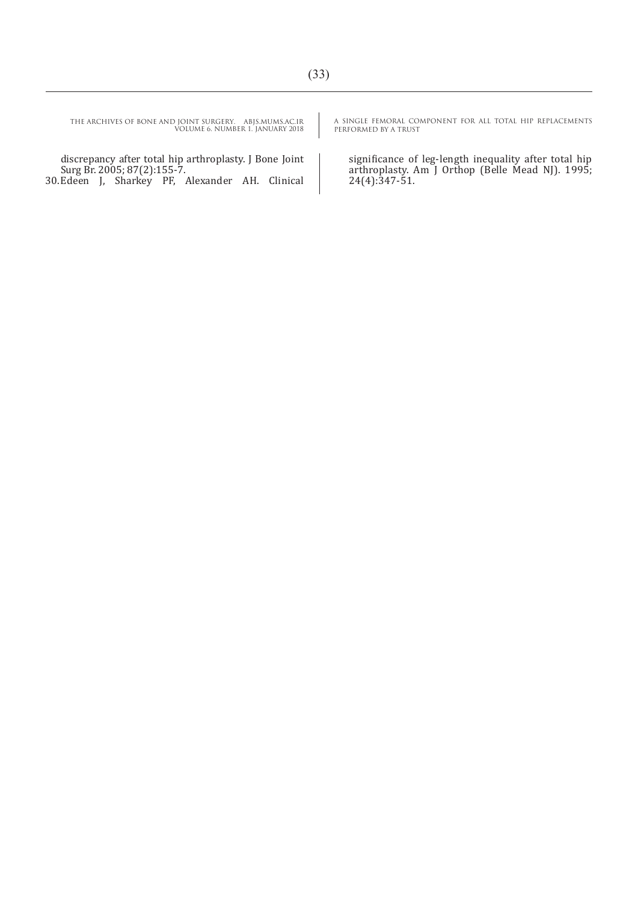discrepancy after total hip arthroplasty. J Bone Joint Surg Br. 2005; 87(2):155-7.

30. Edeen J, Sharkey PF, Alexander AH. Clinical significance of leg-length inequality after total hip arthroplasty. Am J Orthop (Belle Mead NJ). 1995; 24(4):347-51.